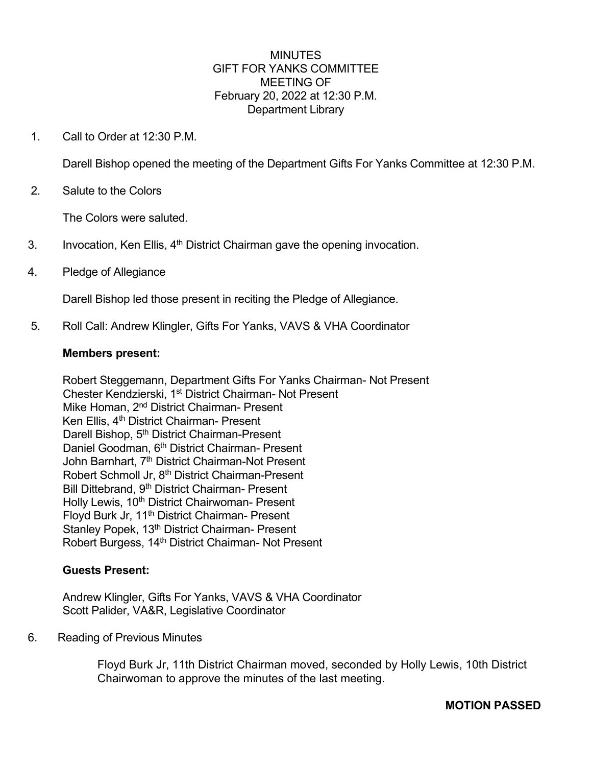MINUTES
GIFT FOR YANKS COMMITTEE
MEETING OF
February 20, 2022 at 12:30 P.M.
Department Library

1. Call to Order at 12:30 P.M.

   Darell Bishop opened the meeting of the Department Gifts For Yanks Committee at 12:30 P.M.

2. Salute to the Colors

   The Colors were saluted.

3. Invocation, Ken Ellis, 4th District Chairman gave the opening invocation.

4. Pledge of Allegiance

   Darell Bishop led those present in reciting the Pledge of Allegiance.

5. Roll Call: Andrew Klingler, Gifts For Yanks, VAVS & VHA Coordinator

   **Members present:**

   Robert Steggemann, Department Gifts For Yanks Chairman- Not Present
   Chester Kendzierski, 1st District Chairman- Not Present
   Mike Homan, 2nd District Chairman- Present
   Ken Ellis, 4th District Chairman- Present
   Darell Bishop, 5th District Chairman-Present
   Daniel Goodman, 6th District Chairman- Present
   John Barnhart, 7th District Chairman-Not Present
   Robert Schmoll Jr, 8th District Chairman-Present
   Bill Dittebrand, 9th District Chairman- Present
   Holly Lewis, 10th District Chairwoman- Present
   Floyd Burk Jr, 11th District Chairman- Present
   Stanley Popek, 13th District Chairman- Present
   Robert Burgess, 14th District Chairman- Not Present

   **Guests Present:**

   Andrew Klingler, Gifts For Yanks, VAVS & VHA Coordinator
   Scott Palider, VA&R, Legislative Coordinator

6. Reading of Previous Minutes

   Floyd Burk Jr, 11th District Chairman moved, seconded by Holly Lewis, 10th District Chairwoman to approve the minutes of the last meeting.

   **MOTION PASSED**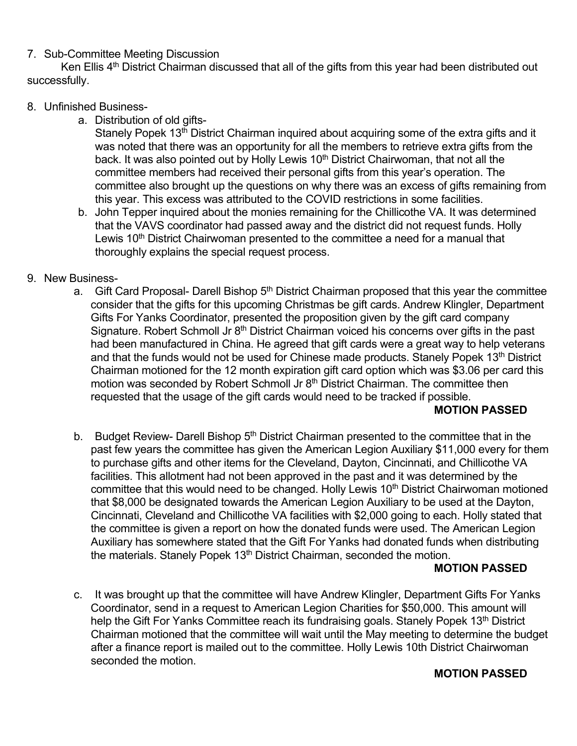7. Sub-Committee Meeting Discussion

   Ken Ellis 4th District Chairman discussed that all of the gifts from this year had been distributed out successfully.

8. Unfinished Business-
   a. Distribution of old gifts-
      Stanely Popek 13th District Chairman inquired about acquiring some of the extra gifts and it was noted that there was an opportunity for all the members to retrieve extra gifts from the back. It was also pointed out by Holly Lewis 10th District Chairwoman, that not all the committee members had received their personal gifts from this year's operation. The committee also brought up the questions on why there was an excess of gifts remaining from this year. This excess was attributed to the COVID restrictions in some facilities.
   b. John Tepper inquired about the monies remaining for the Chillicothe VA. It was determined that the VAVS coordinator had passed away and the district did not request funds. Holly Lewis 10th District Chairwoman presented to the committee a need for a manual that thoroughly explains the special request process.

9. New Business-
   a. Gift Card Proposal- Darell Bishop 5th District Chairman proposed that this year the committee consider that the gifts for this upcoming Christmas be gift cards. Andrew Klingler, Department Gifts For Yanks Coordinator, presented the proposition given by the gift card company Signature. Robert Schmoll Jr 8th District Chairman voiced his concerns over gifts in the past had been manufactured in China. He agreed that gift cards were a great way to help veterans and that the funds would not be used for Chinese made products. Stanely Popek 13th District Chairman motioned for the 12 month expiration gift card option which was $3.06 per card this motion was seconded by Robert Schmoll Jr 8th District Chairman. The committee then requested that the usage of the gift cards would need to be tracked if possible.

      **MOTION PASSED**

   b. Budget Review- Darell Bishop 5th District Chairman presented to the committee that in the past few years the committee has given the American Legion Auxiliary $11,000 every for them to purchase gifts and other items for the Cleveland, Dayton, Cincinnati, and Chillicothe VA facilities. This allotment had not been approved in the past and it was determined by the committee that this would need to be changed. Holly Lewis 10th District Chairwoman motioned that $8,000 be designated towards the American Legion Auxiliary to be used at the Dayton, Cincinnati, Cleveland and Chillicothe VA facilities with $2,000 going to each. Holly stated that the committee is given a report on how the donated funds were used. The American Legion Auxiliary has somewhere stated that the Gift For Yanks had donated funds when distributing the materials. Stanely Popek 13th District Chairman, seconded the motion.

      **MOTION PASSED**

   c. It was brought up that the committee will have Andrew Klingler, Department Gifts For Yanks Coordinator, send in a request to American Legion Charities for $50,000. This amount will help the Gift For Yanks Committee reach its fundraising goals. Stanely Popek 13th District Chairman motioned that the committee will wait until the May meeting to determine the budget after a finance report is mailed out to the committee. Holly Lewis 10th District Chairwoman seconded the motion.

      **MOTION PASSED**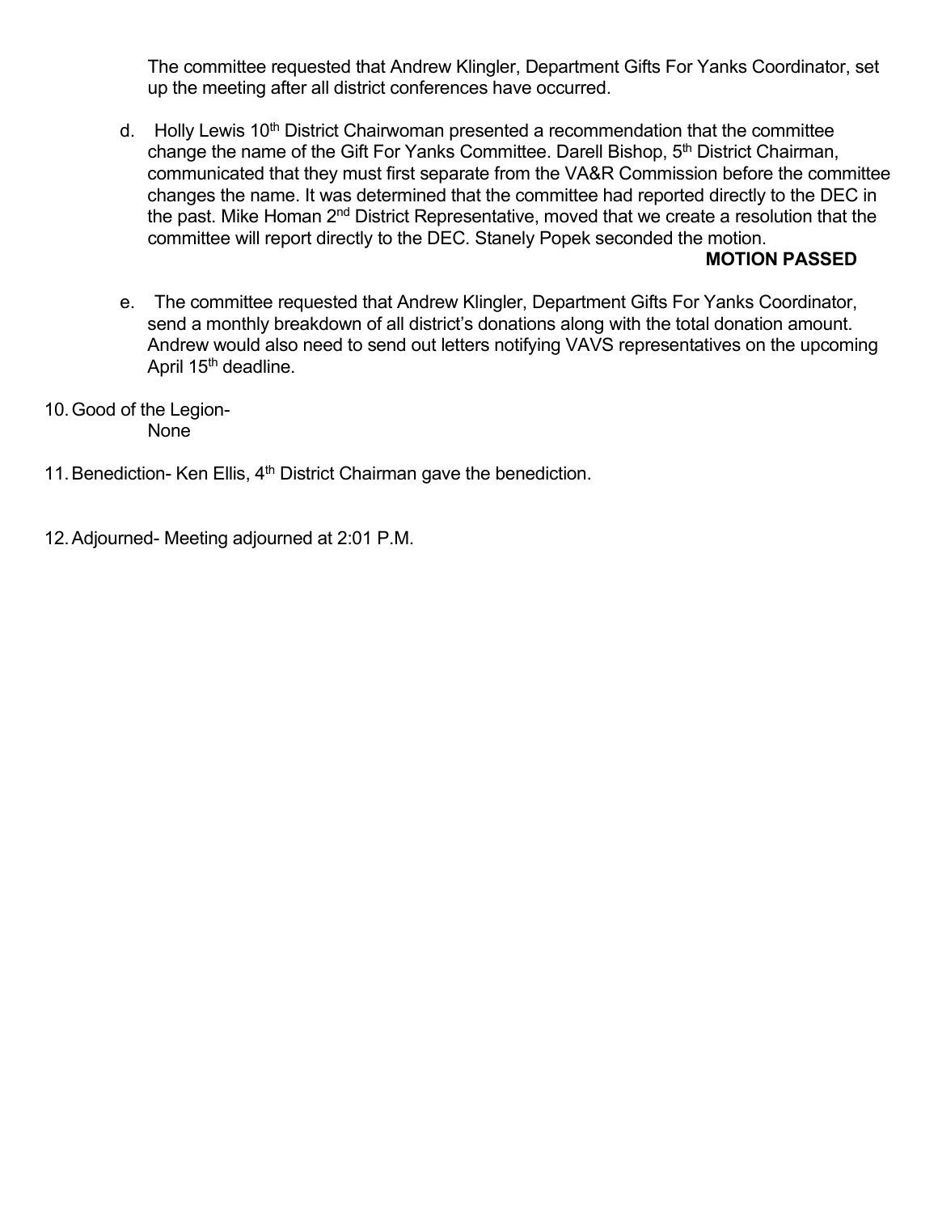The committee requested that Andrew Klingler, Department Gifts For Yanks Coordinator, set up the meeting after all district conferences have occurred.

d. Holly Lewis 10th District Chairwoman presented a recommendation that the committee change the name of the Gift For Yanks Committee. Darell Bishop, 5th District Chairman, communicated that they must first separate from the VA&R Commission before the committee changes the name. It was determined that the committee had reported directly to the DEC in the past. Mike Homan 2nd District Representative, moved that we create a resolution that the committee will report directly to the DEC. Stanely Popek seconded the motion.

**MOTION PASSED**

e. The committee requested that Andrew Klingler, Department Gifts For Yanks Coordinator, send a monthly breakdown of all district's donations along with the total donation amount. Andrew would also need to send out letters notifying VAVS representatives on the upcoming April 15th deadline.

10. Good of the Legion-
    None

11. Benediction- Ken Ellis, 4th District Chairman gave the benediction.

12. Adjourned- Meeting adjourned at 2:01 P.M.